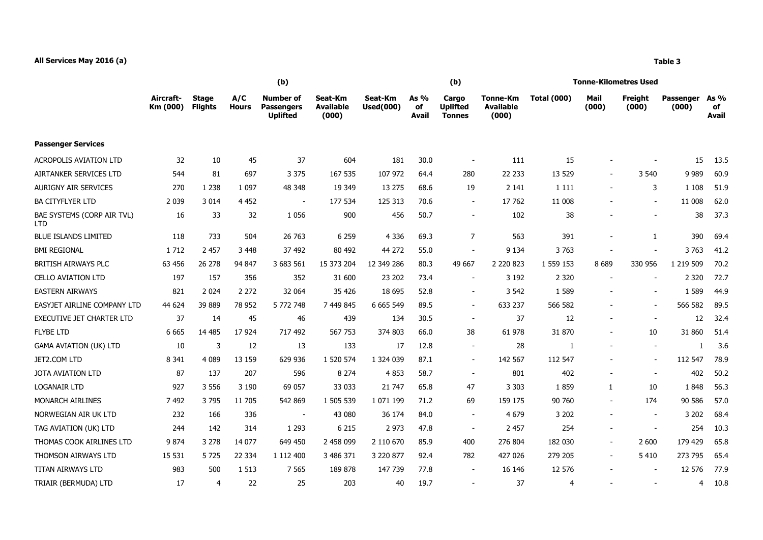**All Services May 2016 (a)**

**Table 3**

| | Aircraft-Km (000) | Stage Flights | A/C Hours | (b) Number of Passengers Uplifted | Seat-Km Available (000) | Seat-Km Used(000) | As % of Avail | (b) Cargo Uplifted Tonnes | Tonne-Km Available (000) | Tonne-Kilometres Used Total (000) | Mail (000) | Freight (000) | Passenger (000) | As % of Avail |
|---|---|---|---|---|---|---|---|---|---|---|---|---|---|---|
| **Passenger Services** | | | | | | | | | | | | | | |
| ACROPOLIS AVIATION LTD | 32 | 10 | 45 | 37 | 604 | 181 | 30.0 | - | 111 | 15 | - | - | 15 | 13.5 |
| AIRTANKER SERVICES LTD | 544 | 81 | 697 | 3 375 | 167 535 | 107 972 | 64.4 | 280 | 22 233 | 13 529 | - | 3 540 | 9 989 | 60.9 |
| AURIGNY AIR SERVICES | 270 | 1 238 | 1 097 | 48 348 | 19 349 | 13 275 | 68.6 | 19 | 2 141 | 1 111 | - | 3 | 1 108 | 51.9 |
| BA CITYFLYER LTD | 2 039 | 3 014 | 4 452 | - | 177 534 | 125 313 | 70.6 | - | 17 762 | 11 008 | - | - | 11 008 | 62.0 |
| BAE SYSTEMS (CORP AIR TVL) LTD | 16 | 33 | 32 | 1 056 | 900 | 456 | 50.7 | - | 102 | 38 | - | - | 38 | 37.3 |
| BLUE ISLANDS LIMITED | 118 | 733 | 504 | 26 763 | 6 259 | 4 336 | 69.3 | 7 | 563 | 391 | - | 1 | 390 | 69.4 |
| BMI REGIONAL | 1 712 | 2 457 | 3 448 | 37 492 | 80 492 | 44 272 | 55.0 | - | 9 134 | 3 763 | - | - | 3 763 | 41.2 |
| BRITISH AIRWAYS PLC | 63 456 | 26 278 | 94 847 | 3 683 561 | 15 373 204 | 12 349 286 | 80.3 | 49 667 | 2 220 823 | 1 559 153 | 8 689 | 330 956 | 1 219 509 | 70.2 |
| CELLO AVIATION LTD | 197 | 157 | 356 | 352 | 31 600 | 23 202 | 73.4 | - | 3 192 | 2 320 | - | - | 2 320 | 72.7 |
| EASTERN AIRWAYS | 821 | 2 024 | 2 272 | 32 064 | 35 426 | 18 695 | 52.8 | - | 3 542 | 1 589 | - | - | 1 589 | 44.9 |
| EASYJET AIRLINE COMPANY LTD | 44 624 | 39 889 | 78 952 | 5 772 748 | 7 449 845 | 6 665 549 | 89.5 | - | 633 237 | 566 582 | - | - | 566 582 | 89.5 |
| EXECUTIVE JET CHARTER LTD | 37 | 14 | 45 | 46 | 439 | 134 | 30.5 | - | 37 | 12 | - | - | 12 | 32.4 |
| FLYBE LTD | 6 665 | 14 485 | 17 924 | 717 492 | 567 753 | 374 803 | 66.0 | 38 | 61 978 | 31 870 | - | 10 | 31 860 | 51.4 |
| GAMA AVIATION (UK) LTD | 10 | 3 | 12 | 13 | 133 | 17 | 12.8 | - | 28 | 1 | - | - | 1 | 3.6 |
| JET2.COM LTD | 8 341 | 4 089 | 13 159 | 629 936 | 1 520 574 | 1 324 039 | 87.1 | - | 142 567 | 112 547 | - | - | 112 547 | 78.9 |
| JOTA AVIATION LTD | 87 | 137 | 207 | 596 | 8 274 | 4 853 | 58.7 | - | 801 | 402 | - | - | 402 | 50.2 |
| LOGANAIR LTD | 927 | 3 556 | 3 190 | 69 057 | 33 033 | 21 747 | 65.8 | 47 | 3 303 | 1 859 | 1 | 10 | 1 848 | 56.3 |
| MONARCH AIRLINES | 7 492 | 3 795 | 11 705 | 542 869 | 1 505 539 | 1 071 199 | 71.2 | 69 | 159 175 | 90 760 | - | 174 | 90 586 | 57.0 |
| NORWEGIAN AIR UK LTD | 232 | 166 | 336 | - | 43 080 | 36 174 | 84.0 | - | 4 679 | 3 202 | - | - | 3 202 | 68.4 |
| TAG AVIATION (UK) LTD | 244 | 142 | 314 | 1 293 | 6 215 | 2 973 | 47.8 | - | 2 457 | 254 | - | - | 254 | 10.3 |
| THOMAS COOK AIRLINES LTD | 9 874 | 3 278 | 14 077 | 649 450 | 2 458 099 | 2 110 670 | 85.9 | 400 | 276 804 | 182 030 | - | 2 600 | 179 429 | 65.8 |
| THOMSON AIRWAYS LTD | 15 531 | 5 725 | 22 334 | 1 112 400 | 3 486 371 | 3 220 877 | 92.4 | 782 | 427 026 | 279 205 | - | 5 410 | 273 795 | 65.4 |
| TITAN AIRWAYS LTD | 983 | 500 | 1 513 | 7 565 | 189 878 | 147 739 | 77.8 | - | 16 146 | 12 576 | - | - | 12 576 | 77.9 |
| TRIAIR (BERMUDA) LTD | 17 | 4 | 22 | 25 | 203 | 40 | 19.7 | - | 37 | 4 | - | - | 4 | 10.8 |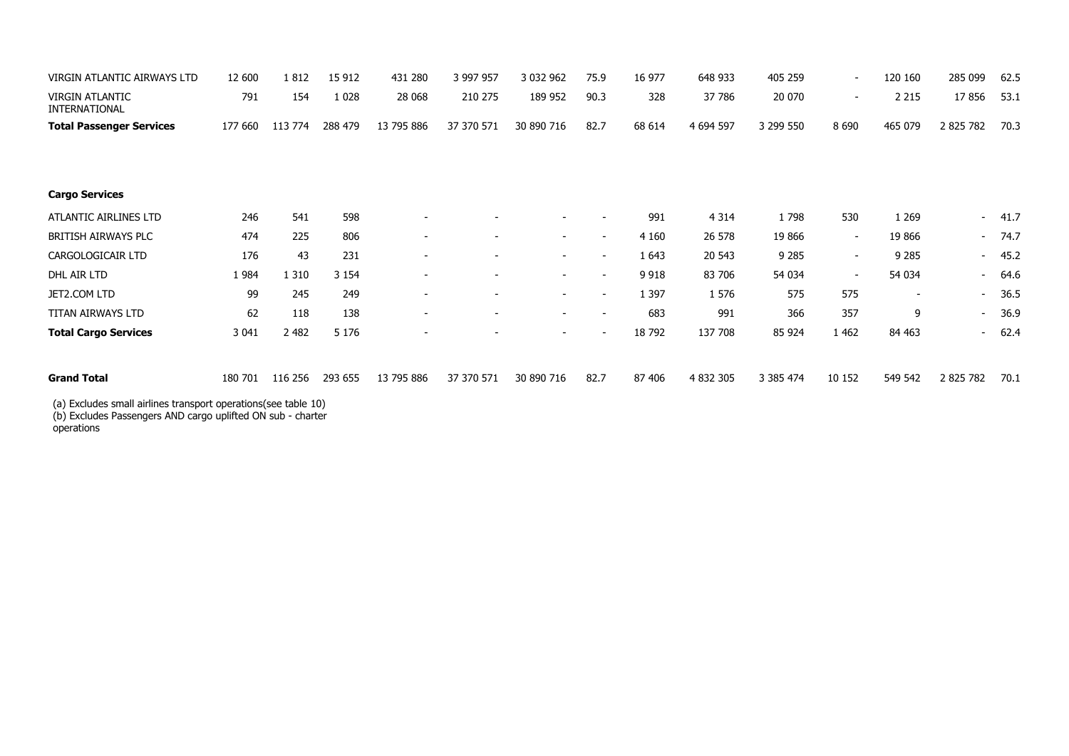| | | | | | | | | | | | | | | |
|---|---|---|---|---|---|---|---|---|---|---|---|---|---|---|
| VIRGIN ATLANTIC AIRWAYS LTD | 12 600 | 1 812 | 15 912 | 431 280 | 3 997 957 | 3 032 962 | 75.9 | 16 977 | 648 933 | 405 259 | - | 120 160 | 285 099 | 62.5 |
| VIRGIN ATLANTIC INTERNATIONAL | 791 | 154 | 1 028 | 28 068 | 210 275 | 189 952 | 90.3 | 328 | 37 786 | 20 070 | - | 2 215 | 17 856 | 53.1 |
| **Total Passenger Services** | 177 660 | 113 774 | 288 479 | 13 795 886 | 37 370 571 | 30 890 716 | 82.7 | 68 614 | 4 694 597 | 3 299 550 | 8 690 | 465 079 | 2 825 782 | 70.3 |
| | | | | | | | | | | | | | | |
| **Cargo Services** | | | | | | | | | | | | | | |
| ATLANTIC AIRLINES LTD | 246 | 541 | 598 | - | - | - | - | 991 | 4 314 | 1 798 | 530 | 1 269 | - | 41.7 |
| BRITISH AIRWAYS PLC | 474 | 225 | 806 | - | - | - | - | 4 160 | 26 578 | 19 866 | - | 19 866 | - | 74.7 |
| CARGOLOGICAIR LTD | 176 | 43 | 231 | - | - | - | - | 1 643 | 20 543 | 9 285 | - | 9 285 | - | 45.2 |
| DHL AIR LTD | 1 984 | 1 310 | 3 154 | - | - | - | - | 9 918 | 83 706 | 54 034 | - | 54 034 | - | 64.6 |
| JET2.COM LTD | 99 | 245 | 249 | - | - | - | - | 1 397 | 1 576 | 575 | 575 | - | - | 36.5 |
| TITAN AIRWAYS LTD | 62 | 118 | 138 | - | - | - | - | 683 | 991 | 366 | 357 | 9 | - | 36.9 |
| **Total Cargo Services** | 3 041 | 2 482 | 5 176 | - | - | - | - | 18 792 | 137 708 | 85 924 | 1 462 | 84 463 | - | 62.4 |
| | | | | | | | | | | | | | | |
| **Grand Total** | 180 701 | 116 256 | 293 655 | 13 795 886 | 37 370 571 | 30 890 716 | 82.7 | 87 406 | 4 832 305 | 3 385 474 | 10 152 | 549 542 | 2 825 782 | 70.1 |

(a) Excludes small airlines transport operations(see table 10)
(b) Excludes Passengers AND cargo uplifted ON sub - charter operations